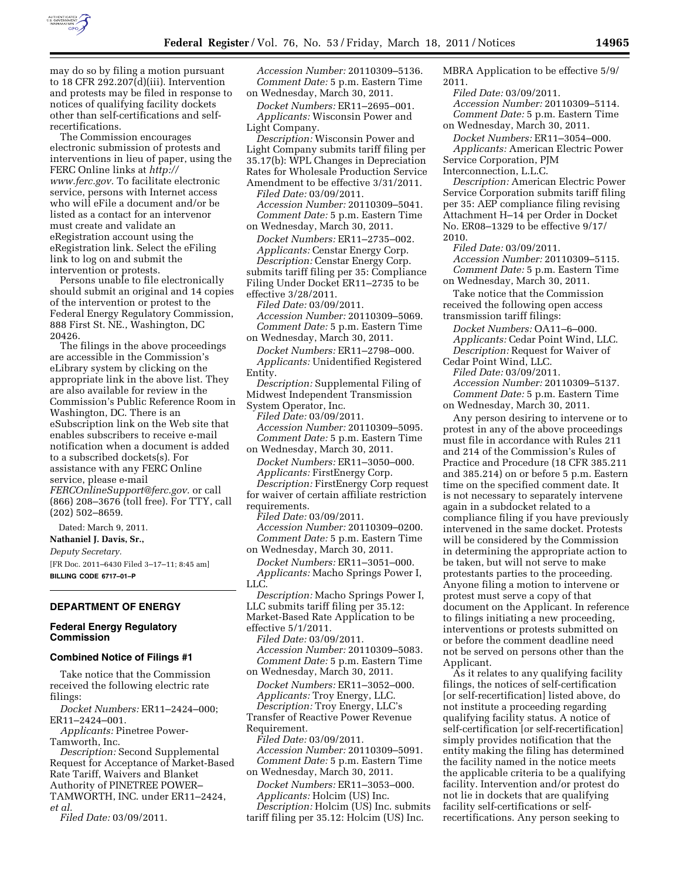may do so by filing a motion pursuant to 18 CFR 292.207(d)(iii). Intervention and protests may be filed in response to notices of qualifying facility dockets other than self-certifications and self-recertifications.

The Commission encourages electronic submission of protests and interventions in lieu of paper, using the FERC Online links at *http://www.ferc.gov.* To facilitate electronic service, persons with Internet access who will eFile a document and/or be listed as a contact for an intervenor must create and validate an eRegistration account using the eRegistration link. Select the eFiling link to log on and submit the intervention or protests.

Persons unable to file electronically should submit an original and 14 copies of the intervention or protest to the Federal Energy Regulatory Commission, 888 First St. NE., Washington, DC 20426.

The filings in the above proceedings are accessible in the Commission's eLibrary system by clicking on the appropriate link in the above list. They are also available for review in the Commission's Public Reference Room in Washington, DC. There is an eSubscription link on the Web site that enables subscribers to receive e-mail notification when a document is added to a subscribed dockets(s). For assistance with any FERC Online service, please e-mail *FERCOnlineSupport@ferc.gov.* or call (866) 208–3676 (toll free). For TTY, call (202) 502–8659.

Dated: March 9, 2011.

**Nathaniel J. Davis, Sr.,**

*Deputy Secretary.*

[FR Doc. 2011–6430 Filed 3–17–11; 8:45 am]

**BILLING CODE 6717–01–P**

## DEPARTMENT OF ENERGY

### Federal Energy Regulatory Commission

#### Combined Notice of Filings #1

Take notice that the Commission received the following electric rate filings:

*Docket Numbers:* ER11–2424–000; ER11–2424–001.

*Applicants:* Pinetree Power-Tamworth, Inc.

*Description:* Second Supplemental Request for Acceptance of Market-Based Rate Tariff, Waivers and Blanket Authority of PINETREE POWER–TAMWORTH, INC. under ER11–2424, *et al.*

*Filed Date:* 03/09/2011.

*Accession Number:* 20110309–5136.

*Comment Date:* 5 p.m. Eastern Time on Wednesday, March 30, 2011.

*Docket Numbers:* ER11–2695–001.

*Applicants:* Wisconsin Power and Light Company.

*Description:* Wisconsin Power and Light Company submits tariff filing per 35.17(b): WPL Changes in Depreciation Rates for Wholesale Production Service Amendment to be effective 3/31/2011.

*Filed Date:* 03/09/2011.

*Accession Number:* 20110309–5041.

*Comment Date:* 5 p.m. Eastern Time on Wednesday, March 30, 2011.

*Docket Numbers:* ER11–2735–002.

*Applicants:* Censtar Energy Corp.

*Description:* Censtar Energy Corp. submits tariff filing per 35: Compliance Filing Under Docket ER11–2735 to be effective 3/28/2011.

*Filed Date:* 03/09/2011.

*Accession Number:* 20110309–5069.

*Comment Date:* 5 p.m. Eastern Time on Wednesday, March 30, 2011.

*Docket Numbers:* ER11–2798–000.

*Applicants:* Unidentified Registered Entity.

*Description:* Supplemental Filing of Midwest Independent Transmission System Operator, Inc.

*Filed Date:* 03/09/2011.

*Accession Number:* 20110309–5095.

*Comment Date:* 5 p.m. Eastern Time on Wednesday, March 30, 2011.

*Docket Numbers:* ER11–3050–000.

*Applicants:* FirstEnergy Corp.

*Description:* FirstEnergy Corp request for waiver of certain affiliate restriction requirements.

*Filed Date:* 03/09/2011.

*Accession Number:* 20110309–0200.

*Comment Date:* 5 p.m. Eastern Time on Wednesday, March 30, 2011.

*Docket Numbers:* ER11–3051–000.

*Applicants:* Macho Springs Power I, LLC.

*Description:* Macho Springs Power I, LLC submits tariff filing per 35.12: Market-Based Rate Application to be effective 5/1/2011.

*Filed Date:* 03/09/2011.

*Accession Number:* 20110309–5083.

*Comment Date:* 5 p.m. Eastern Time on Wednesday, March 30, 2011.

*Docket Numbers:* ER11–3052–000.

*Applicants:* Troy Energy, LLC.

*Description:* Troy Energy, LLC's Transfer of Reactive Power Revenue Requirement.

*Filed Date:* 03/09/2011.

*Accession Number:* 20110309–5091.

*Comment Date:* 5 p.m. Eastern Time on Wednesday, March 30, 2011.

*Docket Numbers:* ER11–3053–000.

*Applicants:* Holcim (US) Inc.

*Description:* Holcim (US) Inc. submits tariff filing per 35.12: Holcim (US) Inc. MBRA Application to be effective 5/9/2011.

*Filed Date:* 03/09/2011.

*Accession Number:* 20110309–5114.

*Comment Date:* 5 p.m. Eastern Time on Wednesday, March 30, 2011.

*Docket Numbers:* ER11–3054–000.

*Applicants:* American Electric Power Service Corporation, PJM Interconnection, L.L.C.

*Description:* American Electric Power Service Corporation submits tariff filing per 35: AEP compliance filing revising Attachment H–14 per Order in Docket No. ER08–1329 to be effective 9/17/2010.

*Filed Date:* 03/09/2011.

*Accession Number:* 20110309–5115.

*Comment Date:* 5 p.m. Eastern Time on Wednesday, March 30, 2011.

Take notice that the Commission received the following open access transmission tariff filings:

*Docket Numbers:* OA11–6–000.

*Applicants:* Cedar Point Wind, LLC.

*Description:* Request for Waiver of Cedar Point Wind, LLC.

*Filed Date:* 03/09/2011.

*Accession Number:* 20110309–5137.

*Comment Date:* 5 p.m. Eastern Time on Wednesday, March 30, 2011.

Any person desiring to intervene or to protest in any of the above proceedings must file in accordance with Rules 211 and 214 of the Commission's Rules of Practice and Procedure (18 CFR 385.211 and 385.214) on or before 5 p.m. Eastern time on the specified comment date. It is not necessary to separately intervene again in a subdocket related to a compliance filing if you have previously intervened in the same docket. Protests will be considered by the Commission in determining the appropriate action to be taken, but will not serve to make protestants parties to the proceeding. Anyone filing a motion to intervene or protest must serve a copy of that document on the Applicant. In reference to filings initiating a new proceeding, interventions or protests submitted on or before the comment deadline need not be served on persons other than the Applicant.

As it relates to any qualifying facility filings, the notices of self-certification [or self-recertification] listed above, do not institute a proceeding regarding qualifying facility status. A notice of self-certification [or self-recertification] simply provides notification that the entity making the filing has determined the facility named in the notice meets the applicable criteria to be a qualifying facility. Intervention and/or protest do not lie in dockets that are qualifying facility self-certifications or self-recertifications. Any person seeking to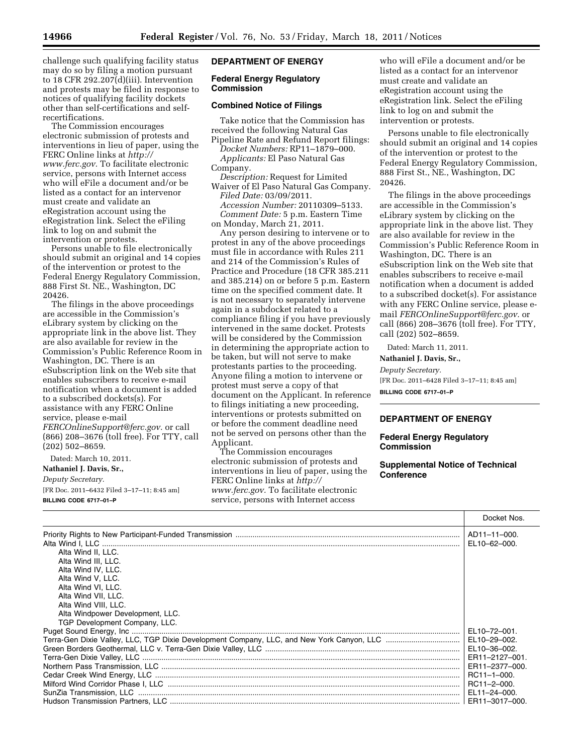challenge such qualifying facility status may do so by filing a motion pursuant to 18 CFR 292.207(d)(iii). Intervention and protests may be filed in response to notices of qualifying facility dockets other than self-certifications and self-recertifications.

The Commission encourages electronic submission of protests and interventions in lieu of paper, using the FERC Online links at *http://www.ferc.gov.* To facilitate electronic service, persons with Internet access who will eFile a document and/or be listed as a contact for an intervenor must create and validate an eRegistration account using the eRegistration link. Select the eFiling link to log on and submit the intervention or protests.

Persons unable to file electronically should submit an original and 14 copies of the intervention or protest to the Federal Energy Regulatory Commission, 888 First St. NE., Washington, DC 20426.

The filings in the above proceedings are accessible in the Commission's eLibrary system by clicking on the appropriate link in the above list. They are also available for review in the Commission's Public Reference Room in Washington, DC. There is an eSubscription link on the Web site that enables subscribers to receive e-mail notification when a document is added to a subscribed dockets(s). For assistance with any FERC Online service, please e-mail *FERCOnlineSupport@ferc.gov.* or call (866) 208–3676 (toll free). For TTY, call (202) 502–8659.

Dated: March 10, 2011.

**Nathaniel J. Davis, Sr.,**

*Deputy Secretary.*

[FR Doc. 2011–6432 Filed 3–17–11; 8:45 am]

**BILLING CODE 6717–01–P**

## DEPARTMENT OF ENERGY

### Federal Energy Regulatory Commission

### Combined Notice of Filings

Take notice that the Commission has received the following Natural Gas Pipeline Rate and Refund Report filings:

*Docket Numbers:* RP11–1879–000.

*Applicants:* El Paso Natural Gas Company.

*Description:* Request for Limited Waiver of El Paso Natural Gas Company.

*Filed Date:* 03/09/2011.

*Accession Number:* 20110309–5133.

*Comment Date:* 5 p.m. Eastern Time on Monday, March 21, 2011.

Any person desiring to intervene or to protest in any of the above proceedings must file in accordance with Rules 211 and 214 of the Commission's Rules of Practice and Procedure (18 CFR 385.211 and 385.214) on or before 5 p.m. Eastern time on the specified comment date. It is not necessary to separately intervene again in a subdocket related to a compliance filing if you have previously intervened in the same docket. Protests will be considered by the Commission in determining the appropriate action to be taken, but will not serve to make protestants parties to the proceeding. Anyone filing a motion to intervene or protest must serve a copy of that document on the Applicant. In reference to filings initiating a new proceeding, interventions or protests submitted on or before the comment deadline need not be served on persons other than the Applicant.

The Commission encourages electronic submission of protests and interventions in lieu of paper, using the FERC Online links at *http://www.ferc.gov.* To facilitate electronic service, persons with Internet access who will eFile a document and/or be listed as a contact for an intervenor must create and validate an eRegistration account using the eRegistration link. Select the eFiling link to log on and submit the intervention or protests.

Persons unable to file electronically should submit an original and 14 copies of the intervention or protest to the Federal Energy Regulatory Commission, 888 First St., NE., Washington, DC 20426.

The filings in the above proceedings are accessible in the Commission's eLibrary system by clicking on the appropriate link in the above list. They are also available for review in the Commission's Public Reference Room in Washington, DC. There is an eSubscription link on the Web site that enables subscribers to receive e-mail notification when a document is added to a subscribed docket(s). For assistance with any FERC Online service, please e-mail *FERCOnlineSupport@ferc.gov.* or call (866) 208–3676 (toll free). For TTY, call (202) 502–8659.

Dated: March 11, 2011.

**Nathaniel J. Davis, Sr.,**

*Deputy Secretary.*

[FR Doc. 2011–6428 Filed 3–17–11; 8:45 am]

**BILLING CODE 6717–01–P**

## DEPARTMENT OF ENERGY

### Federal Energy Regulatory Commission

### Supplemental Notice of Technical Conference

| | Docket Nos. |
|---|---|
| Priority Rights to New Participant-Funded Transmission | AD11–11–000. |
| Alta Wind I, LLC | EL10–62–000. |
| Alta Wind II, LLC. | |
| Alta Wind III, LLC. | |
| Alta Wind IV, LLC. | |
| Alta Wind V, LLC. | |
| Alta Wind VI, LLC. | |
| Alta Wind VII, LLC. | |
| Alta Wind VIII, LLC. | |
| Alta Windpower Development, LLC. | |
| TGP Development Company, LLC. | |
| Puget Sound Energy, Inc | EL10–72–001. |
| Terra-Gen Dixie Valley, LLC, TGP Dixie Development Company, LLC, and New York Canyon, LLC | EL10–29–002. |
| Green Borders Geothermal, LLC v. Terra-Gen Dixie Valley, LLC | EL10–36–002. |
| Terra-Gen Dixie Valley, LLC | ER11–2127–001. |
| Northern Pass Transmission, LLC | ER11–2377–000. |
| Cedar Creek Wind Energy, LLC | RC11–1–000. |
| Milford Wind Corridor Phase I, LLC | RC11–2–000. |
| SunZia Transmission, LLC | EL11–24–000. |
| Hudson Transmission Partners, LLC | ER11–3017–000. |